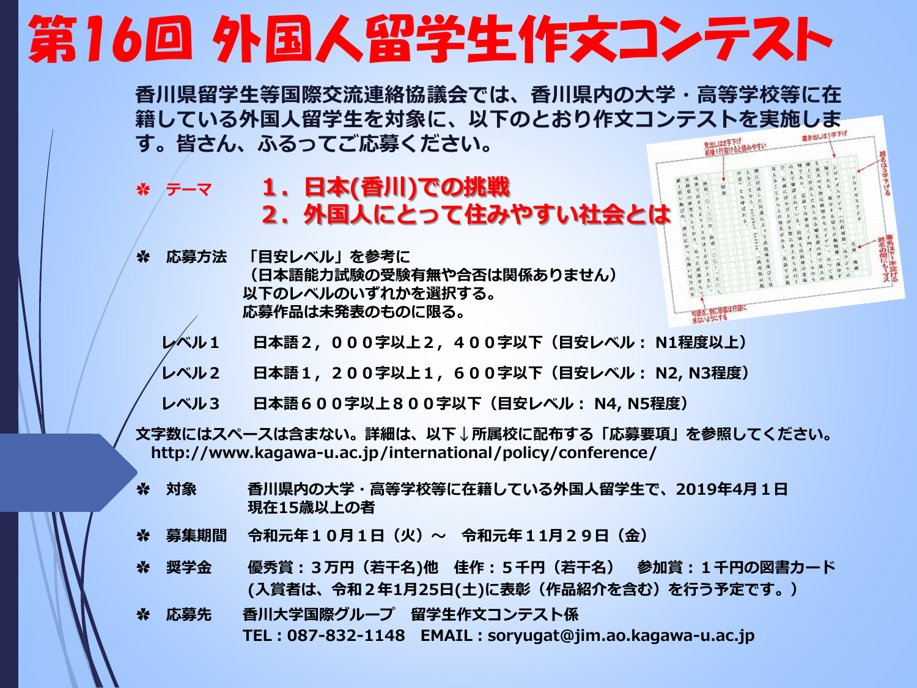# 第16回 外国人留学生作文コンテスト

香川県留学生等国際交流連絡協議会では、香川県内の大学・高等学校等に在籍している外国人留学生を対象に、以下のとおり作文コンテストを実施します。皆さん、ふるってご応募ください。

✲ テーマ　　1．日本(香川)での挑戦
　　　　　　2．外国人にとって住みやすい社会とは

✲ 応募方法　「目安レベル」を参考に
　（日本語能力試験の受験有無や合否は関係ありません）
　以下のレベルのいずれかを選択する。
　応募作品は未発表のものに限る。

レベル１　日本語２，０００字以上２，４００字以下（目安レベル： N1程度以上）

レベル２　日本語１，２００字以上１，６００字以下（目安レベル： N2, N3程度）

レベル３　日本語６００字以上８００字以下（目安レベル： N4, N5程度）

文字数にはスペースは含まない。詳細は、以下↓所属校に配布する「応募要項」を参照してください。
http://www.kagawa-u.ac.jp/international/policy/conference/

✲ 対象　香川県内の大学・高等学校等に在籍している外国人留学生で、2019年4月１日現在15歳以上の者

✲ 募集期間　令和元年１０月１日（火）～　令和元年１１月２９日（金）

✲ 奨学金　優秀賞：３万円（若干名)他　佳作：５千円（若干名）　参加賞：１千円の図書カード
（入賞者は、令和２年1月25日(土)に表彰（作品紹介を含む）を行う予定です。）

✲ 応募先　香川大学国際グループ　留学生作文コンテスト係
TEL：087-832-1148　EMAIL：soryugat@jim.ao.kagawa-u.ac.jp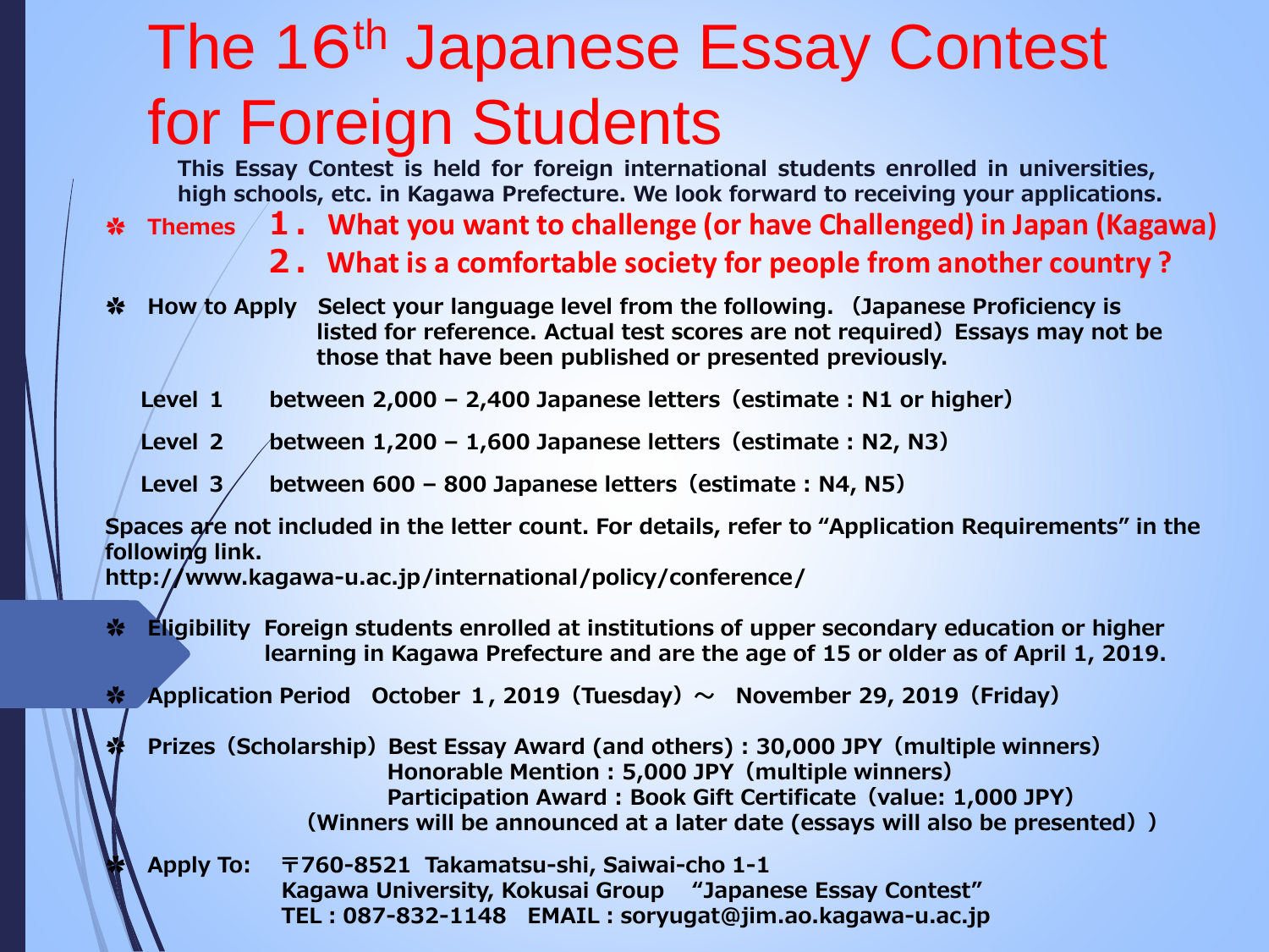# The 16th Japanese Essay Contest for Foreign Students

**This Essay Contest is held for foreign international students enrolled in universities, high schools, etc. in Kagawa Prefecture. We look forward to receiving your applications.**

✼ **Themes**

**1．What you want to challenge (or have Challenged) in Japan (Kagawa)**

**2．What is a comfortable society for people from another country ?**

✼ **How to Apply** Select your language level from the following. （Japanese Proficiency is listed for reference. Actual test scores are not required）Essays may not be those that have been published or presented previously.

**Level 1** between 2,000 – 2,400 Japanese letters（estimate : N1 or higher）

**Level 2** between 1,200 – 1,600 Japanese letters（estimate : N2, N3）

**Level 3** between 600 – 800 Japanese letters（estimate : N4, N5）

Spaces are not included in the letter count. For details, refer to “Application Requirements” in the following link.
http://www.kagawa-u.ac.jp/international/policy/conference/

✼ **Eligibility** Foreign students enrolled at institutions of upper secondary education or higher learning in Kagawa Prefecture and are the age of 15 or older as of April 1, 2019.

✼ **Application Period** October 1, 2019（Tuesday）～ November 29, 2019（Friday）

✼ **Prizes（Scholarship）**
Best Essay Award (and others) : 30,000 JPY（multiple winners）
Honorable Mention : 5,000 JPY（multiple winners）
Participation Award : Book Gift Certificate（value: 1,000 JPY）
（Winners will be announced at a later date (essays will also be presented) ）

✼ **Apply To:** 〒760-8521 Takamatsu-shi, Saiwai-cho 1-1
Kagawa University, Kokusai Group “Japanese Essay Contest”
TEL : 087-832-1148 EMAIL : soryugat@jim.ao.kagawa-u.ac.jp